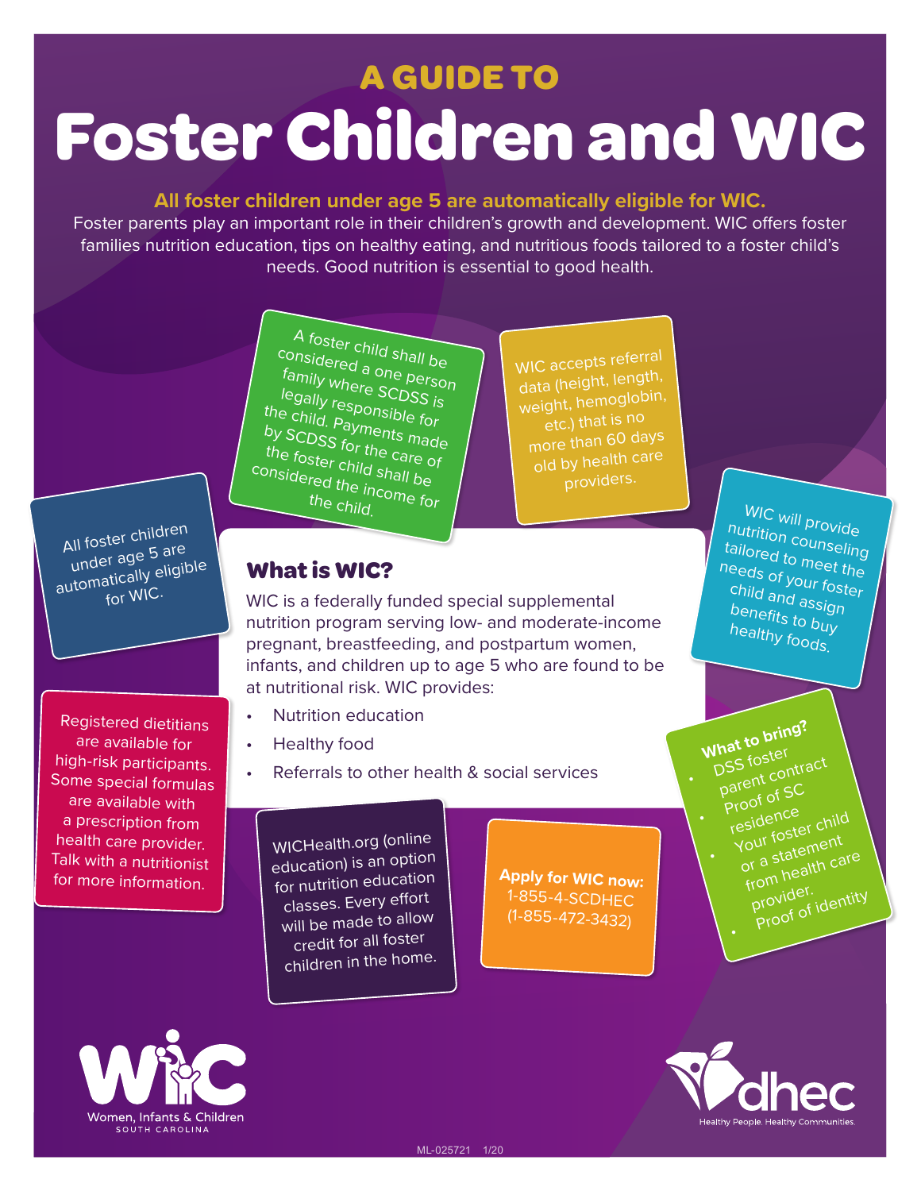## A GUIDE TO

# Foster Children and WIC

**All foster children under age 5 are automatically eligible for WIC.**

Foster parents play an important role in their children's growth and development. WIC offers foster families nutrition education, tips on healthy eating, and nutritious foods tailored to a foster child's needs. Good nutrition is essential to good health.

A foster child shall be considered a one person family where SCDSS is legally responsible for the child. Payments made by SCDSS for the care of the foster child shall be considered the income for the child.

WIC accepts referral data (height, length, weight, hemoglobin, etc.) that is no more than 60 days old by health care providers.

All foster children under age 5 are automatically eligible for WIC.

WIC will provide nutrition counseling tailored to meet the needs of your foster child and assign benefits to buy healthy foods.

## What is WIC?

WIC is a federally funded special supplemental nutrition program serving low- and moderate-income pregnant, breastfeeding, and postpartum women, infants, and children up to age 5 who are found to be at nutritional risk. WIC provides:

- Nutrition education
- Healthy food
- Referrals to other health & social services

Registered dietitians are available for high-risk participants. Some special formulas are available with a prescription from health care provider. Talk with a nutritionist for more information.

**What to bring?**

- DSS foster parent contract
- Proof of SC residence
- Your foster child or a statement from health care provider.
- Proof of identity

WICHealth.org (online education) is an option for nutrition education classes. Every effort will be made to allow credit for all foster children in the home.

**Apply for WIC now:**
1-855-4-SCDHEC
(1-855-472-3432)

Women, Infants & Children
SOUTH CAROLINA

dhec
Healthy People. Healthy Communities.

ML-025721 1/20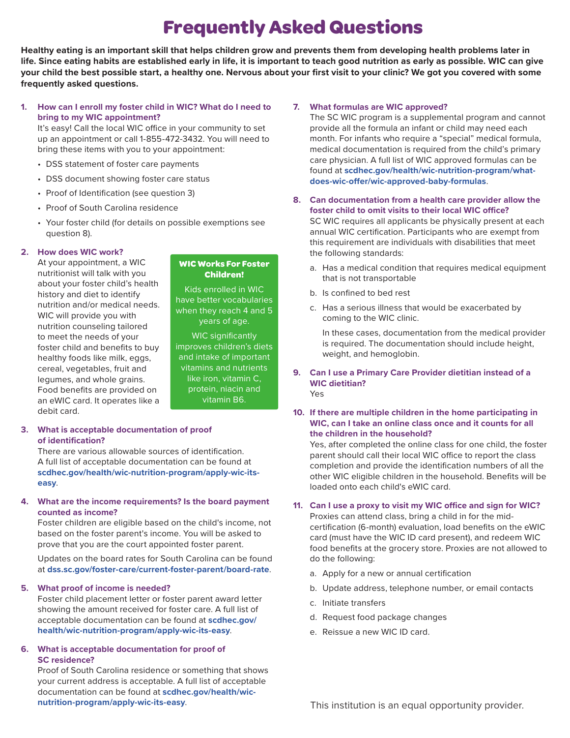# Frequently Asked Questions

**Healthy eating is an important skill that helps children grow and prevents them from developing health problems later in life. Since eating habits are established early in life, it is important to teach good nutrition as early as possible. WIC can give your child the best possible start, a healthy one. Nervous about your first visit to your clinic? We got you covered with some frequently asked questions.**

1. **How can I enroll my foster child in WIC? What do I need to bring to my WIC appointment?**
   It's easy! Call the local WIC office in your community to set up an appointment or call 1-855-472-3432. You will need to bring these items with you to your appointment:
   - DSS statement of foster care payments
   - DSS document showing foster care status
   - Proof of Identification (see question 3)
   - Proof of South Carolina residence
   - Your foster child (for details on possible exemptions see question 8).

2. **How does WIC work?**
   At your appointment, a WIC nutritionist will talk with you about your foster child's health history and diet to identify nutrition and/or medical needs. WIC will provide you with nutrition counseling tailored to meet the needs of your foster child and benefits to buy healthy foods like milk, eggs, cereal, vegetables, fruit and legumes, and whole grains. Food benefits are provided on an eWIC card. It operates like a debit card.

**WIC Works For Foster Children!**

Kids enrolled in WIC have better vocabularies when they reach 4 and 5 years of age.

WIC significantly improves children's diets and intake of important vitamins and nutrients like iron, vitamin C, protein, niacin and vitamin B6.

3. **What is acceptable documentation of proof of identification?**
   There are various allowable sources of identification. A full list of acceptable documentation can be found at **scdhec.gov/health/wic-nutrition-program/apply-wic-its-easy**.

4. **What are the income requirements? Is the board payment counted as income?**
   Foster children are eligible based on the child's income, not based on the foster parent's income. You will be asked to prove that you are the court appointed foster parent.

   Updates on the board rates for South Carolina can be found at **dss.sc.gov/foster-care/current-foster-parent/board-rate**.

5. **What proof of income is needed?**
   Foster child placement letter or foster parent award letter showing the amount received for foster care. A full list of acceptable documentation can be found at **scdhec.gov/health/wic-nutrition-program/apply-wic-its-easy**.

6. **What is acceptable documentation for proof of SC residence?**
   Proof of South Carolina residence or something that shows your current address is acceptable. A full list of acceptable documentation can be found at **scdhec.gov/health/wic-nutrition-program/apply-wic-its-easy**.

7. **What formulas are WIC approved?**
   The SC WIC program is a supplemental program and cannot provide all the formula an infant or child may need each month. For infants who require a "special" medical formula, medical documentation is required from the child's primary care physician. A full list of WIC approved formulas can be found at **scdhec.gov/health/wic-nutrition-program/what-does-wic-offer/wic-approved-baby-formulas**.

8. **Can documentation from a health care provider allow the foster child to omit visits to their local WIC office?**
   SC WIC requires all applicants be physically present at each annual WIC certification. Participants who are exempt from this requirement are individuals with disabilities that meet the following standards:
   a. Has a medical condition that requires medical equipment that is not transportable
   b. Is confined to bed rest
   c. Has a serious illness that would be exacerbated by coming to the WIC clinic.

   In these cases, documentation from the medical provider is required. The documentation should include height, weight, and hemoglobin.

9. **Can I use a Primary Care Provider dietitian instead of a WIC dietitian?**
   Yes

10. **If there are multiple children in the home participating in WIC, can I take an online class once and it counts for all the children in the household?**
    Yes, after completed the online class for one child, the foster parent should call their local WIC office to report the class completion and provide the identification numbers of all the other WIC eligible children in the household. Benefits will be loaded onto each child's eWIC card.

11. **Can I use a proxy to visit my WIC office and sign for WIC?**
    Proxies can attend class, bring a child in for the mid-certification (6-month) evaluation, load benefits on the eWIC card (must have the WIC ID card present), and redeem WIC food benefits at the grocery store. Proxies are not allowed to do the following:
    a. Apply for a new or annual certification
    b. Update address, telephone number, or email contacts
    c. Initiate transfers
    d. Request food package changes
    e. Reissue a new WIC ID card.

This institution is an equal opportunity provider.